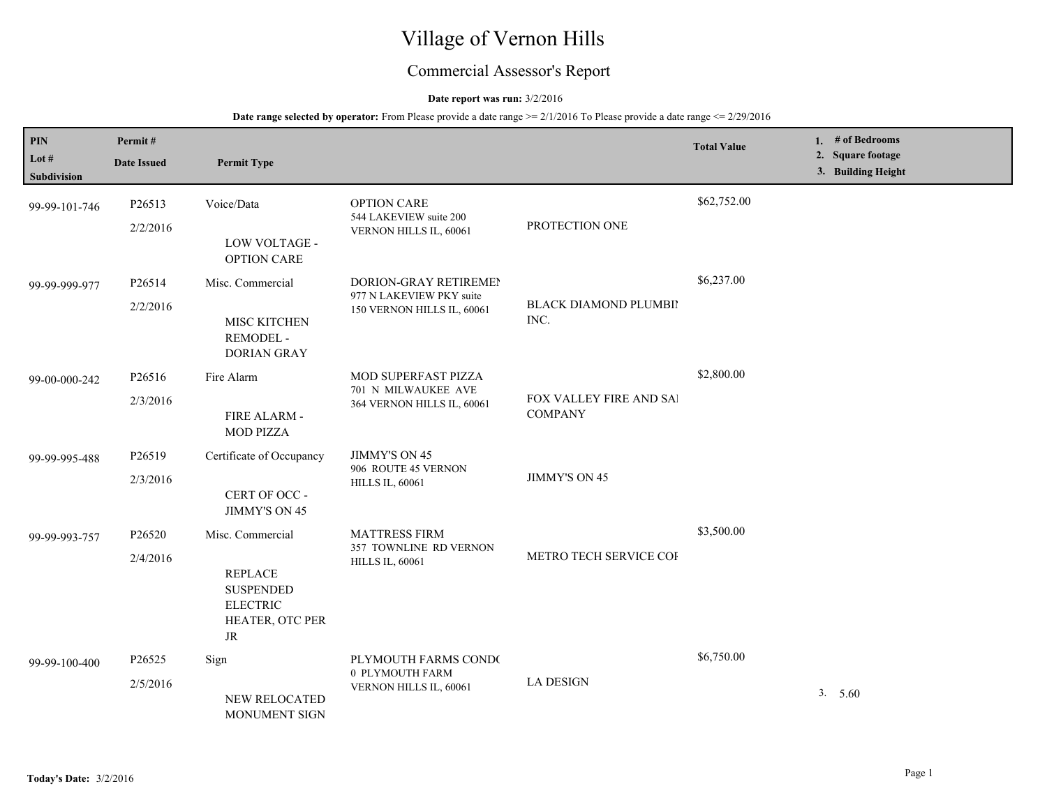# Village of Vernon Hills

## Commercial Assessor's Report

**Date report was run:** 3/2/2016

**Date range selected by operator:** From Please provide a date range >= 2/1/2016 To Please provide a date range <= 2/29/2016

| PIN / Lot # / Subdivision | Permit # / Date Issued | Permit Type | | | Total Value | 1. # of Bedrooms 2. Square footage 3. Building Height |
|---|---|---|---|---|---|---|
| 99-99-101-746 | P26513 2/2/2016 | Voice/Data LOW VOLTAGE - OPTION CARE | OPTION CARE 544 LAKEVIEW suite 200 VERNON HILLS IL, 60061 | PROTECTION ONE | $62,752.00 | |
| 99-99-999-977 | P26514 2/2/2016 | Misc. Commercial MISC KITCHEN REMODEL - DORIAN GRAY | DORION-GRAY RETIREMEN 977 N LAKEVIEW PKY suite 150 VERNON HILLS IL, 60061 | BLACK DIAMOND PLUMBIN INC. | $6,237.00 | |
| 99-00-000-242 | P26516 2/3/2016 | Fire Alarm FIRE ALARM - MOD PIZZA | MOD SUPERFAST PIZZA 701 N MILWAUKEE AVE 364 VERNON HILLS IL, 60061 | FOX VALLEY FIRE AND SAI COMPANY | $2,800.00 | |
| 99-99-995-488 | P26519 2/3/2016 | Certificate of Occupancy CERT OF OCC - JIMMY'S ON 45 | JIMMY'S ON 45 906 ROUTE 45 VERNON HILLS IL, 60061 | JIMMY'S ON 45 | | |
| 99-99-993-757 | P26520 2/4/2016 | Misc. Commercial REPLACE SUSPENDED ELECTRIC HEATER, OTC PER JR | MATTRESS FIRM 357 TOWNLINE RD VERNON HILLS IL, 60061 | METRO TECH SERVICE COI | $3,500.00 | |
| 99-99-100-400 | P26525 2/5/2016 | Sign NEW RELOCATED MONUMENT SIGN | PLYMOUTH FARMS CONDO 0 PLYMOUTH FARM VERNON HILLS IL, 60061 | LA DESIGN | $6,750.00 | 3. 5.60 |

**Today's Date:** 3/2/2016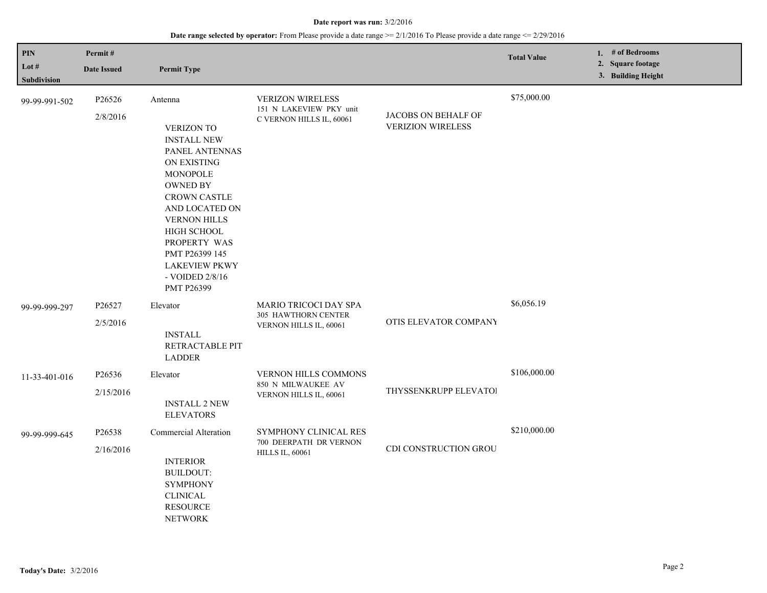**Date report was run:** 3/2/2016

**Date range selected by operator:** From Please provide a date range >= 2/1/2016 To Please provide a date range <= 2/29/2016

| PIN / Lot # / Subdivision | Permit # / Date Issued | Permit Type | | | Total Value | 1. # of Bedrooms 2. Square footage 3. Building Height |
|---|---|---|---|---|---|---|
| 99-99-991-502 | P26526 2/8/2016 | Antenna VERIZON TO INSTALL NEW PANEL ANTENNAS ON EXISTING MONOPOLE OWNED BY CROWN CASTLE AND LOCATED ON VERNON HILLS HIGH SCHOOL PROPERTY WAS PMT P26399 145 LAKEVIEW PKWY - VOIDED 2/8/16 PMT P26399 | VERIZON WIRELESS 151 N LAKEVIEW PKY unit C VERNON HILLS IL, 60061 | JACOBS ON BEHALF OF VERIZION WIRELESS | $75,000.00 | |
| 99-99-999-297 | P26527 2/5/2016 | Elevator INSTALL RETRACTABLE PIT LADDER | MARIO TRICOCI DAY SPA 305 HAWTHORN CENTER VERNON HILLS IL, 60061 | OTIS ELEVATOR COMPANY | $6,056.19 | |
| 11-33-401-016 | P26536 2/15/2016 | Elevator INSTALL 2 NEW ELEVATORS | VERNON HILLS COMMONS 850 N MILWAUKEE AV VERNON HILLS IL, 60061 | THYSSENKRUPP ELEVATOI | $106,000.00 | |
| 99-99-999-645 | P26538 2/16/2016 | Commercial Alteration INTERIOR BUILDOUT: SYMPHONY CLINICAL RESOURCE NETWORK | SYMPHONY CLINICAL RES 700 DEERPATH DR VERNON HILLS IL, 60061 | CDI CONSTRUCTION GROU | $210,000.00 | |

**Today's Date:** 3/2/2016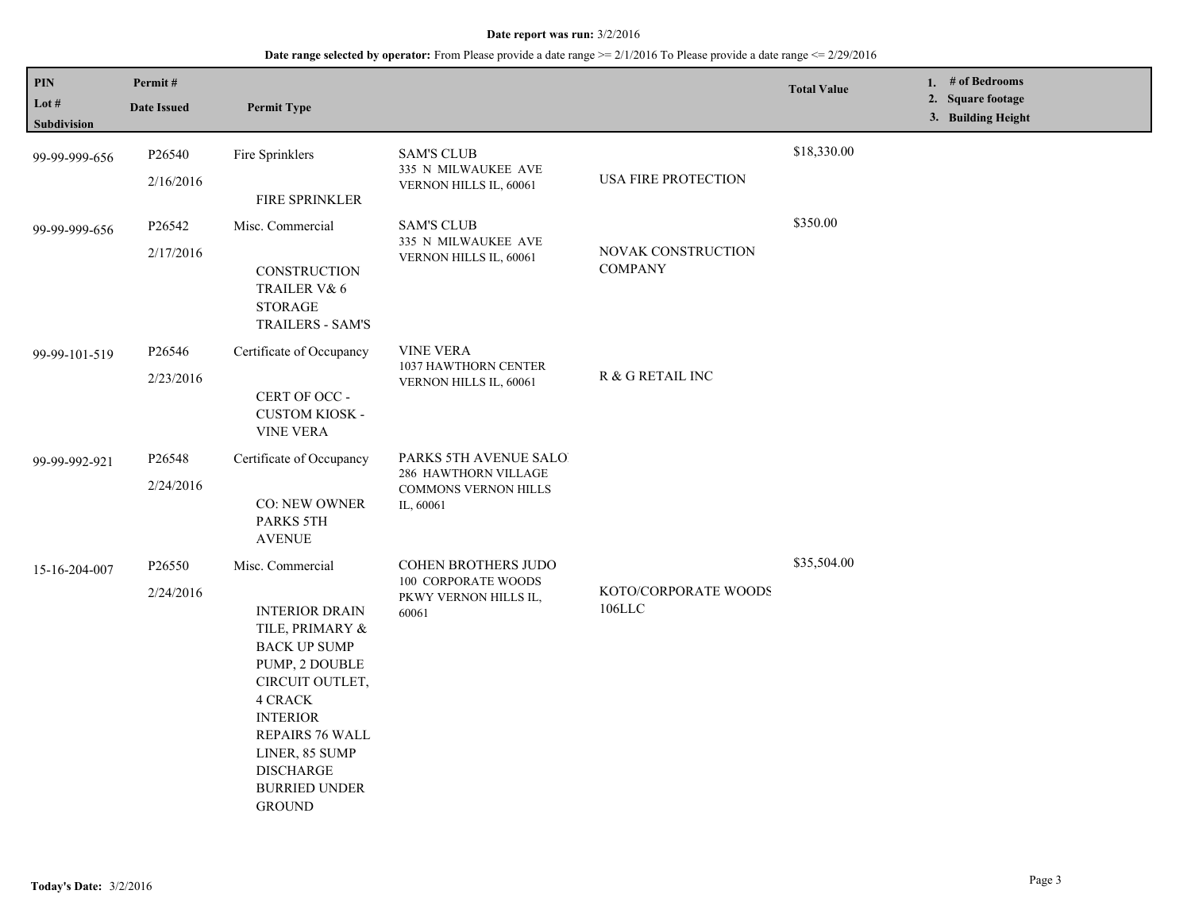**Date report was run:** 3/2/2016

**Date range selected by operator:** From Please provide a date range >= 2/1/2016 To Please provide a date range <= 2/29/2016

| PIN / Lot # / Subdivision | Permit # / Date Issued | Permit Type | | | Total Value | 1. # of Bedrooms 2. Square footage 3. Building Height |
|---|---|---|---|---|---|---|
| 99-99-999-656 | P26540 2/16/2016 | Fire Sprinklers FIRE SPRINKLER | SAM'S CLUB 335 N MILWAUKEE AVE VERNON HILLS IL, 60061 | USA FIRE PROTECTION | $18,330.00 | |
| 99-99-999-656 | P26542 2/17/2016 | Misc. Commercial CONSTRUCTION TRAILER V& 6 STORAGE TRAILERS - SAM'S | SAM'S CLUB 335 N MILWAUKEE AVE VERNON HILLS IL, 60061 | NOVAK CONSTRUCTION COMPANY | $350.00 | |
| 99-99-101-519 | P26546 2/23/2016 | Certificate of Occupancy CERT OF OCC - CUSTOM KIOSK - VINE VERA | VINE VERA 1037 HAWTHORN CENTER VERNON HILLS IL, 60061 | R & G RETAIL INC | | |
| 99-99-992-921 | P26548 2/24/2016 | Certificate of Occupancy CO: NEW OWNER PARKS 5TH AVENUE | PARKS 5TH AVENUE SALO 286 HAWTHORN VILLAGE COMMONS VERNON HILLS IL, 60061 | | | |
| 15-16-204-007 | P26550 2/24/2016 | Misc. Commercial INTERIOR DRAIN TILE, PRIMARY & BACK UP SUMP PUMP, 2 DOUBLE CIRCUIT OUTLET, 4 CRACK INTERIOR REPAIRS 76 WALL LINER, 85 SUMP DISCHARGE BURRIED UNDER GROUND | COHEN BROTHERS JUDO 100 CORPORATE WOODS PKWY VERNON HILLS IL, 60061 | KOTO/CORPORATE WOODS 106LLC | $35,504.00 | |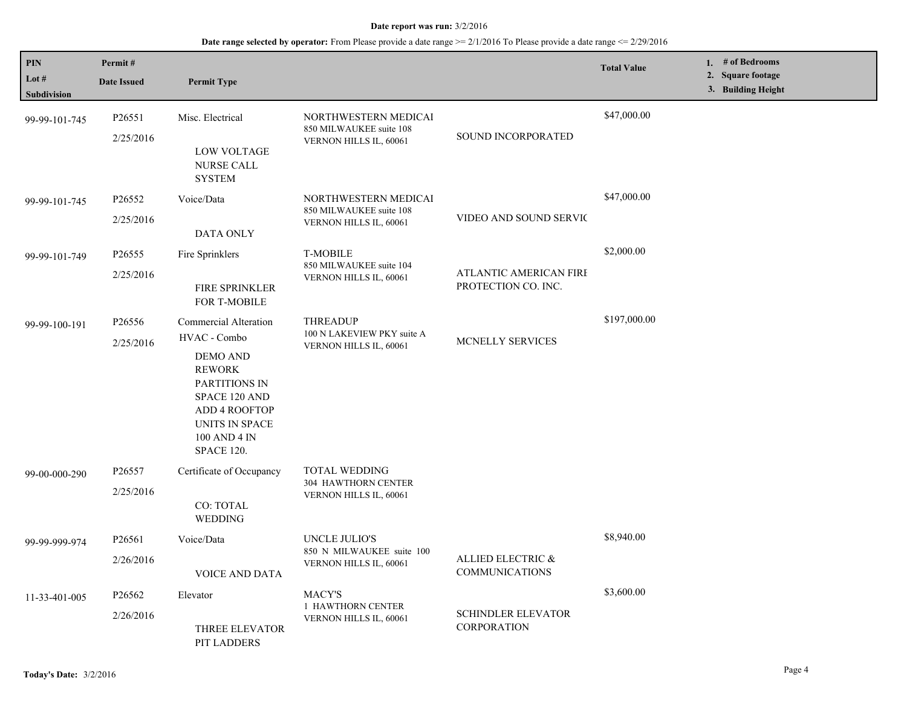**Date report was run:** 3/2/2016

**Date range selected by operator:** From Please provide a date range >= 2/1/2016 To Please provide a date range <= 2/29/2016

| PIN / Lot # / Subdivision | Permit # / Date Issued | Permit Type | | | Total Value | 1. # of Bedrooms 2. Square footage 3. Building Height |
|---|---|---|---|---|---|---|
| 99-99-101-745 | P26551 2/25/2016 | Misc. Electrical LOW VOLTAGE NURSE CALL SYSTEM | NORTHWESTERN MEDICAI 850 MILWAUKEE suite 108 VERNON HILLS IL, 60061 | SOUND INCORPORATED | $47,000.00 | |
| 99-99-101-745 | P26552 2/25/2016 | Voice/Data DATA ONLY | NORTHWESTERN MEDICAI 850 MILWAUKEE suite 108 VERNON HILLS IL, 60061 | VIDEO AND SOUND SERVIC | $47,000.00 | |
| 99-99-101-749 | P26555 2/25/2016 | Fire Sprinklers FIRE SPRINKLER FOR T-MOBILE | T-MOBILE 850 MILWAUKEE suite 104 VERNON HILLS IL, 60061 | ATLANTIC AMERICAN FIRI PROTECTION CO. INC. | $2,000.00 | |
| 99-99-100-191 | P26556 2/25/2016 | Commercial Alteration HVAC - Combo DEMO AND REWORK PARTITIONS IN SPACE 120 AND ADD 4 ROOFTOP UNITS IN SPACE 100 AND 4 IN SPACE 120. | THREADUP 100 N LAKEVIEW PKY suite A VERNON HILLS IL, 60061 | MCNELLY SERVICES | $197,000.00 | |
| 99-00-000-290 | P26557 2/25/2016 | Certificate of Occupancy CO: TOTAL WEDDING | TOTAL WEDDING 304 HAWTHORN CENTER VERNON HILLS IL, 60061 | | | |
| 99-99-999-974 | P26561 2/26/2016 | Voice/Data VOICE AND DATA | UNCLE JULIO'S 850 N MILWAUKEE suite 100 VERNON HILLS IL, 60061 | ALLIED ELECTRIC & COMMUNICATIONS | $8,940.00 | |
| 11-33-401-005 | P26562 2/26/2016 | Elevator THREE ELEVATOR PIT LADDERS | MACY'S 1 HAWTHORN CENTER VERNON HILLS IL, 60061 | SCHINDLER ELEVATOR CORPORATION | $3,600.00 | |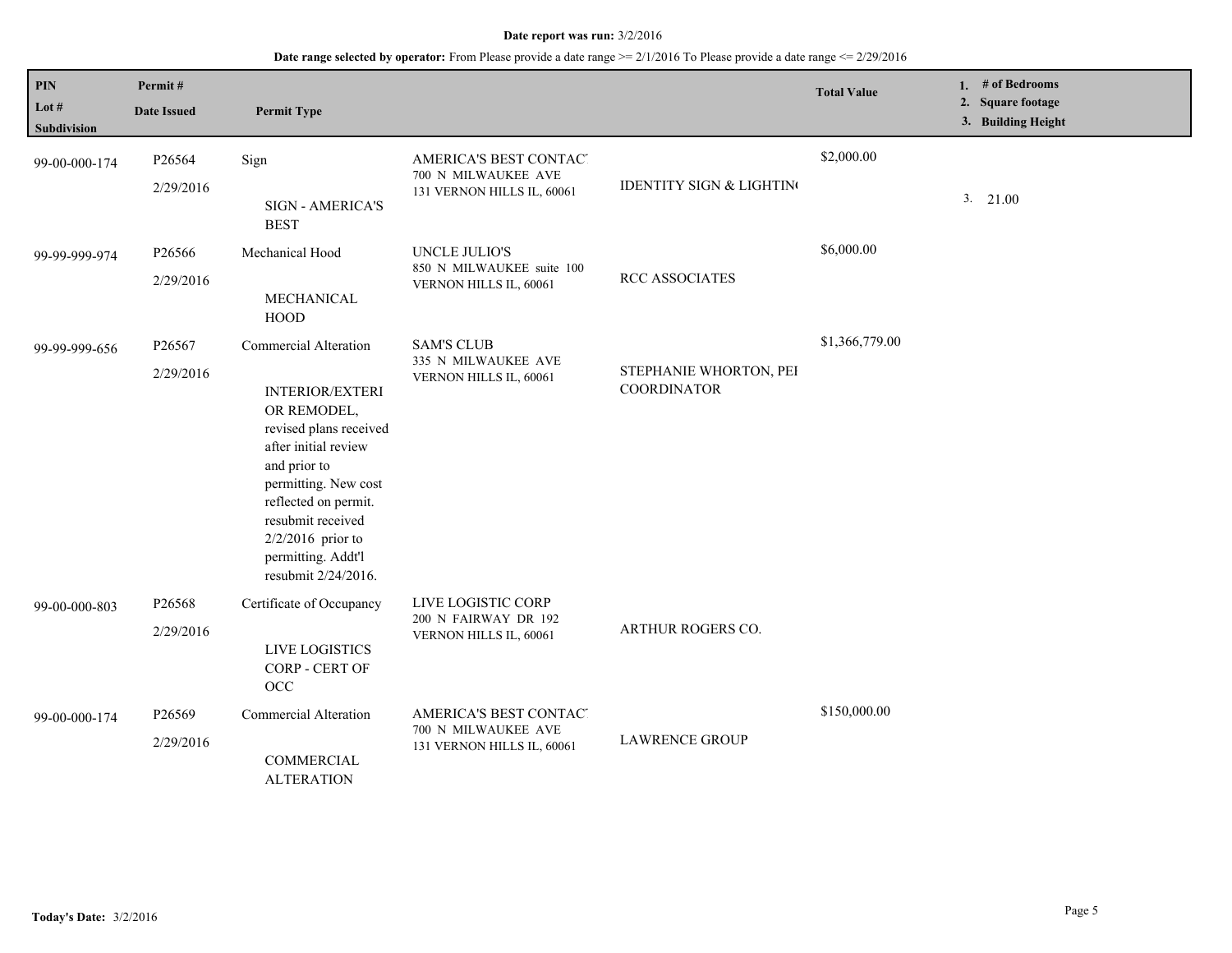**Date report was run:** 3/2/2016

**Date range selected by operator:** From Please provide a date range >= 2/1/2016 To Please provide a date range <= 2/29/2016

| PIN<br>Lot #<br>Subdivision | Permit #<br>Date Issued | Permit Type | | | Total Value | 1. # of Bedrooms<br>2. Square footage<br>3. Building Height |
|---|---|---|---|---|---|---|
| 99-00-000-174 | P26564<br>2/29/2016 | Sign<br><br>SIGN - AMERICA'S BEST | AMERICA'S BEST CONTAC<br>700 N MILWAUKEE AVE<br>131 VERNON HILLS IL, 60061 | IDENTITY SIGN & LIGHTIN | $2,000.00 | 3. 21.00 |
| 99-99-999-974 | P26566<br>2/29/2016 | Mechanical Hood<br><br>MECHANICAL HOOD | UNCLE JULIO'S<br>850 N MILWAUKEE suite 100<br>VERNON HILLS IL, 60061 | RCC ASSOCIATES | $6,000.00 | |
| 99-99-999-656 | P26567<br>2/29/2016 | Commercial Alteration<br><br>INTERIOR/EXTERIOR REMODEL, revised plans received after initial review and prior to permitting. New cost reflected on permit. resubmit received 2/2/2016 prior to permitting. Addt'l resubmit 2/24/2016. | SAM'S CLUB<br>335 N MILWAUKEE AVE<br>VERNON HILLS IL, 60061 | STEPHANIE WHORTON, PEI COORDINATOR | $1,366,779.00 | |
| 99-00-000-803 | P26568<br>2/29/2016 | Certificate of Occupancy<br><br>LIVE LOGISTICS CORP - CERT OF OCC | LIVE LOGISTIC CORP<br>200 N FAIRWAY DR 192<br>VERNON HILLS IL, 60061 | ARTHUR ROGERS CO. | | |
| 99-00-000-174 | P26569<br>2/29/2016 | Commercial Alteration<br><br>COMMERCIAL ALTERATION | AMERICA'S BEST CONTAC<br>700 N MILWAUKEE AVE<br>131 VERNON HILLS IL, 60061 | LAWRENCE GROUP | $150,000.00 | |

**Today's Date:** 3/2/2016